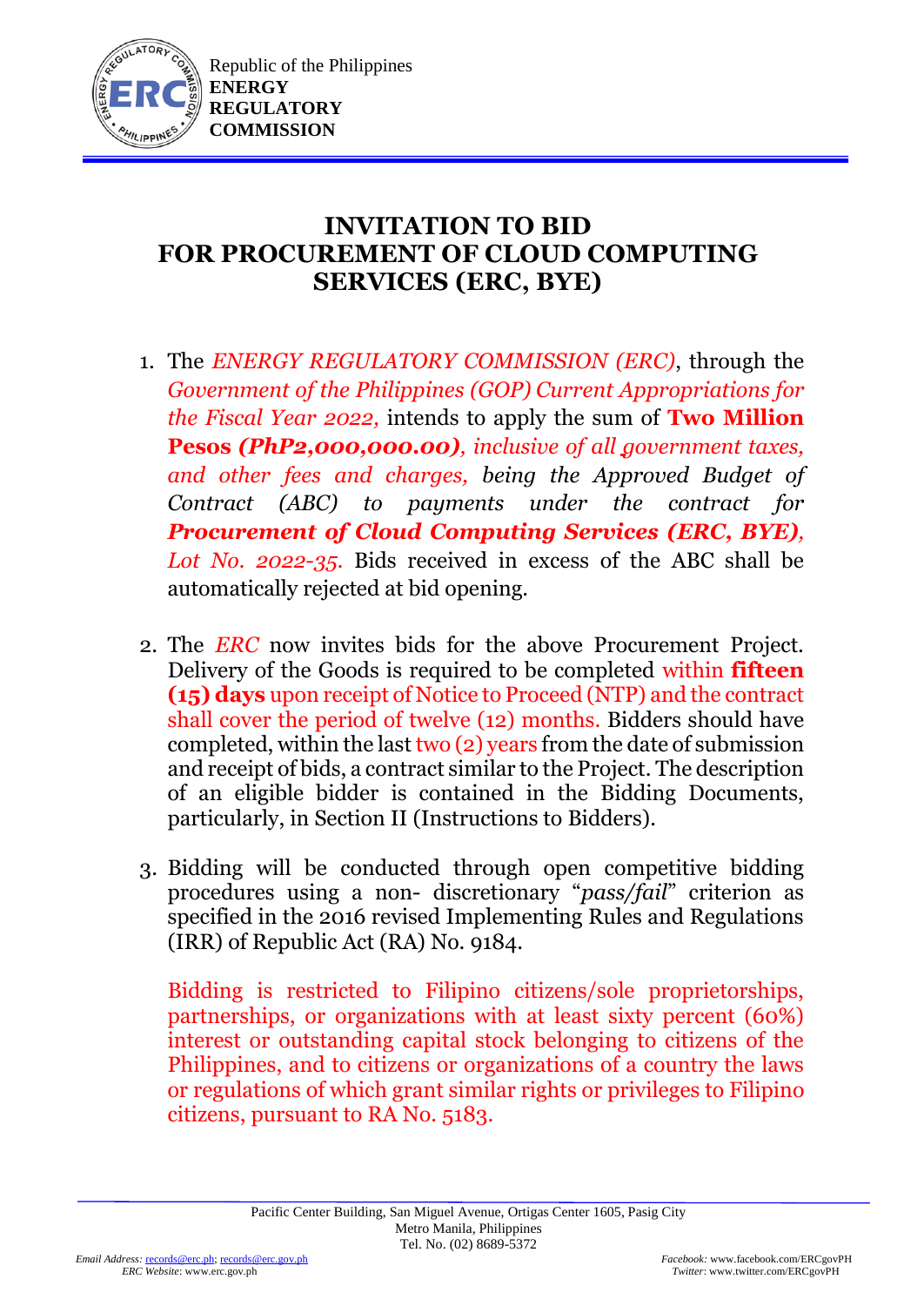Republic of the Philippines
**ENERGY REGULATORY COMMISSION**

# INVITATION TO BID FOR PROCUREMENT OF CLOUD COMPUTING SERVICES (ERC, BYE)

1. The *ENERGY REGULATORY COMMISSION (ERC)*, through the *Government of the Philippines (GOP) Current Appropriations for the Fiscal Year 2022,* intends to apply the sum of **Two Million Pesos *(PhP2,000,000.00)***, *inclusive of all government taxes, and other fees and charges, being the Approved Budget of Contract (ABC) to payments under the contract for* ***Procurement of Cloud Computing Services (ERC, BYE),*** *Lot No. 2022-35.* Bids received in excess of the ABC shall be automatically rejected at bid opening.

2. The *ERC* now invites bids for the above Procurement Project. Delivery of the Goods is required to be completed within **fifteen (15) days** upon receipt of Notice to Proceed (NTP) and the contract shall cover the period of twelve (12) months. Bidders should have completed, within the last two (2) years from the date of submission and receipt of bids, a contract similar to the Project. The description of an eligible bidder is contained in the Bidding Documents, particularly, in Section II (Instructions to Bidders).

3. Bidding will be conducted through open competitive bidding procedures using a non- discretionary "*pass/fail*" criterion as specified in the 2016 revised Implementing Rules and Regulations (IRR) of Republic Act (RA) No. 9184.

   Bidding is restricted to Filipino citizens/sole proprietorships, partnerships, or organizations with at least sixty percent (60%) interest or outstanding capital stock belonging to citizens of the Philippines, and to citizens or organizations of a country the laws or regulations of which grant similar rights or privileges to Filipino citizens, pursuant to RA No. 5183.

Pacific Center Building, San Miguel Avenue, Ortigas Center 1605, Pasig City
Metro Manila, Philippines
Tel. No. (02) 8689-5372

*Email Address:* records@erc.ph; records@erc.gov.ph
*ERC Website*: www.erc.gov.ph

*Facebook:* www.facebook.com/ERCgovPH
*Twitter*: www.twitter.com/ERCgovPH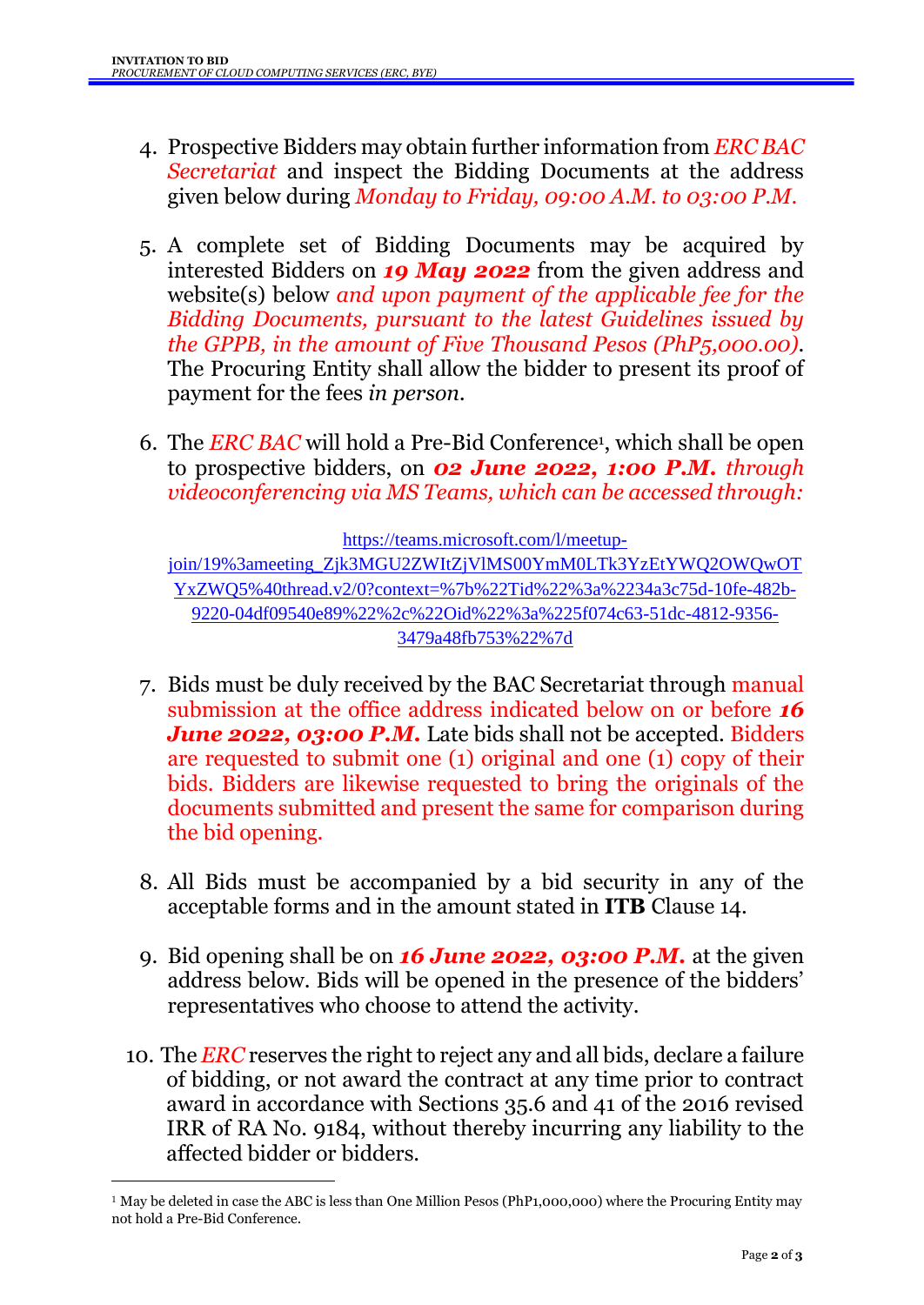4. Prospective Bidders may obtain further information from *ERC BAC Secretariat* and inspect the Bidding Documents at the address given below during *Monday to Friday, 09:00 A.M. to 03:00 P.M.*

5. A complete set of Bidding Documents may be acquired by interested Bidders on ***19 May 2022*** from the given address and website(s) below *and upon payment of the applicable fee for the Bidding Documents, pursuant to the latest Guidelines issued by the GPPB, in the amount of Five Thousand Pesos (PhP5,000.00)*. The Procuring Entity shall allow the bidder to present its proof of payment for the fees *in person*.

6. The *ERC BAC* will hold a Pre-Bid Conference[1], which shall be open to prospective bidders, on ***02 June 2022, 1:00 P.M.*** *through videoconferencing via MS Teams, which can be accessed through:*

   https://teams.microsoft.com/l/meetup-join/19%3ameeting_Zjk3MGU2ZWItZjVlMS00YmM0LTk3YzEtYWQ2OWQwOTYxZWQ5%40thread.v2/0?context=%7b%22Tid%22%3a%2234a3c75d-10fe-482b-9220-04df09540e89%22%2c%22Oid%22%3a%225f074c63-51dc-4812-9356-3479a48fb753%22%7d

7. Bids must be duly received by the BAC Secretariat through manual submission at the office address indicated below on or before ***16 June 2022, 03:00 P.M.*** Late bids shall not be accepted. Bidders are requested to submit one (1) original and one (1) copy of their bids. Bidders are likewise requested to bring the originals of the documents submitted and present the same for comparison during the bid opening.

8. All Bids must be accompanied by a bid security in any of the acceptable forms and in the amount stated in **ITB** Clause 14.

9. Bid opening shall be on ***16 June 2022, 03:00 P.M.*** at the given address below. Bids will be opened in the presence of the bidders' representatives who choose to attend the activity.

10. The *ERC* reserves the right to reject any and all bids, declare a failure of bidding, or not award the contract at any time prior to contract award in accordance with Sections 35.6 and 41 of the 2016 revised IRR of RA No. 9184, without thereby incurring any liability to the affected bidder or bidders.

---

[1] May be deleted in case the ABC is less than One Million Pesos (PhP1,000,000) where the Procuring Entity may not hold a Pre-Bid Conference.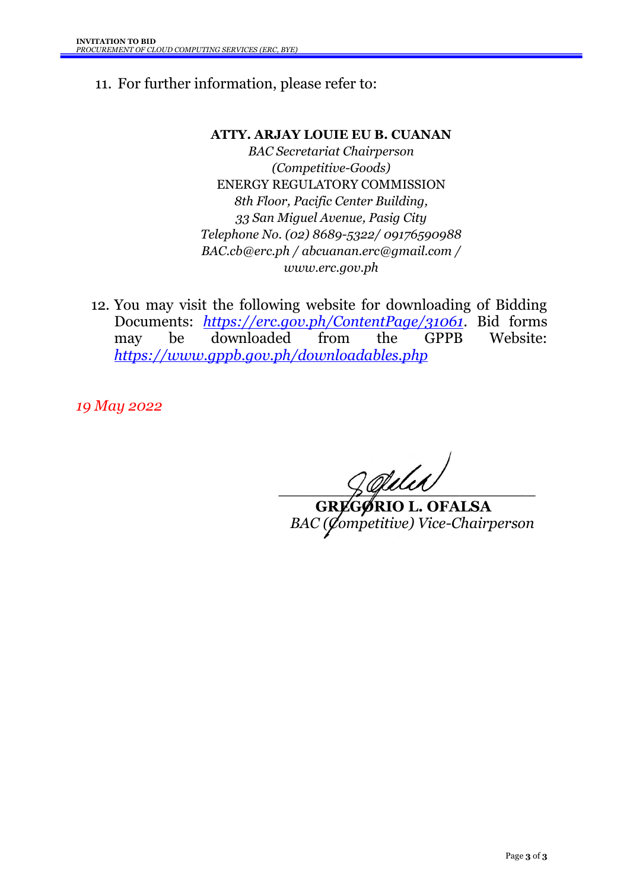11. For further information, please refer to:

**ATTY. ARJAY LOUIE EU B. CUANAN**
*BAC Secretariat Chairperson*
*(Competitive-Goods)*
ENERGY REGULATORY COMMISSION
*8th Floor, Pacific Center Building,*
*33 San Miguel Avenue, Pasig City*
*Telephone No. (02) 8689-5322/ 09176590988*
*BAC.cb@erc.ph / abcuanan.erc@gmail.com /*
*www.erc.gov.ph*

12. You may visit the following website for downloading of Bidding Documents: *https://erc.gov.ph/ContentPage/31061*. Bid forms may be downloaded from the GPPB Website: *https://www.gppb.gov.ph/downloadables.php*

*19 May 2022*

**GREGORIO L. OFALSA**
*BAC (Competitive) Vice-Chairperson*